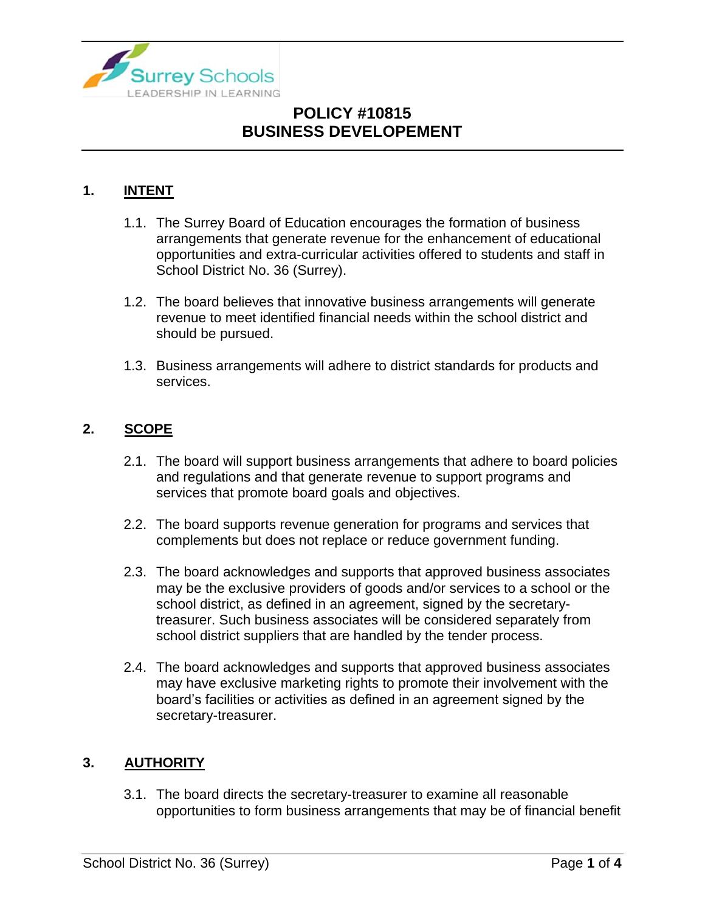# POLICY #10815
# BUSINESS DEVELOPEMENT

## 1. INTENT

1.1. The Surrey Board of Education encourages the formation of business arrangements that generate revenue for the enhancement of educational opportunities and extra-curricular activities offered to students and staff in School District No. 36 (Surrey).

1.2. The board believes that innovative business arrangements will generate revenue to meet identified financial needs within the school district and should be pursued.

1.3. Business arrangements will adhere to district standards for products and services.

## 2. SCOPE

2.1. The board will support business arrangements that adhere to board policies and regulations and that generate revenue to support programs and services that promote board goals and objectives.

2.2. The board supports revenue generation for programs and services that complements but does not replace or reduce government funding.

2.3. The board acknowledges and supports that approved business associates may be the exclusive providers of goods and/or services to a school or the school district, as defined in an agreement, signed by the secretary-treasurer. Such business associates will be considered separately from school district suppliers that are handled by the tender process.

2.4. The board acknowledges and supports that approved business associates may have exclusive marketing rights to promote their involvement with the board's facilities or activities as defined in an agreement signed by the secretary-treasurer.

## 3. AUTHORITY

3.1. The board directs the secretary-treasurer to examine all reasonable opportunities to form business arrangements that may be of financial benefit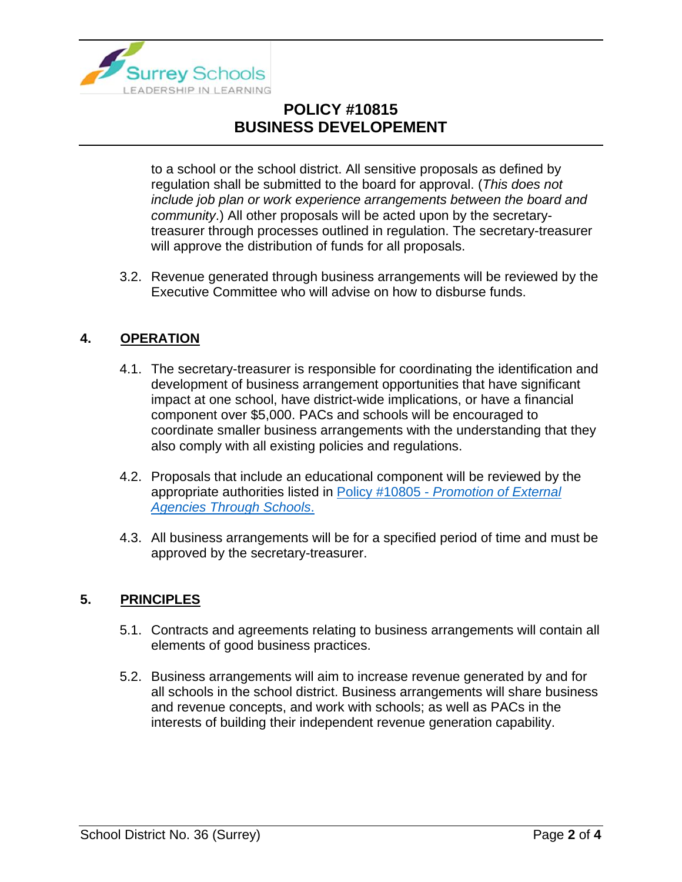to a school or the school district. All sensitive proposals as defined by regulation shall be submitted to the board for approval. (*This does not include job plan or work experience arrangements between the board and community*.) All other proposals will be acted upon by the secretary-treasurer through processes outlined in regulation. The secretary-treasurer will approve the distribution of funds for all proposals.

3.2. Revenue generated through business arrangements will be reviewed by the Executive Committee who will advise on how to disburse funds.

## 4. OPERATION

4.1. The secretary-treasurer is responsible for coordinating the identification and development of business arrangement opportunities that have significant impact at one school, have district-wide implications, or have a financial component over $5,000. PACs and schools will be encouraged to coordinate smaller business arrangements with the understanding that they also comply with all existing policies and regulations.

4.2. Proposals that include an educational component will be reviewed by the appropriate authorities listed in Policy #10805 - *Promotion of External Agencies Through Schools*.

4.3. All business arrangements will be for a specified period of time and must be approved by the secretary-treasurer.

## 5. PRINCIPLES

5.1. Contracts and agreements relating to business arrangements will contain all elements of good business practices.

5.2. Business arrangements will aim to increase revenue generated by and for all schools in the school district. Business arrangements will share business and revenue concepts, and work with schools; as well as PACs in the interests of building their independent revenue generation capability.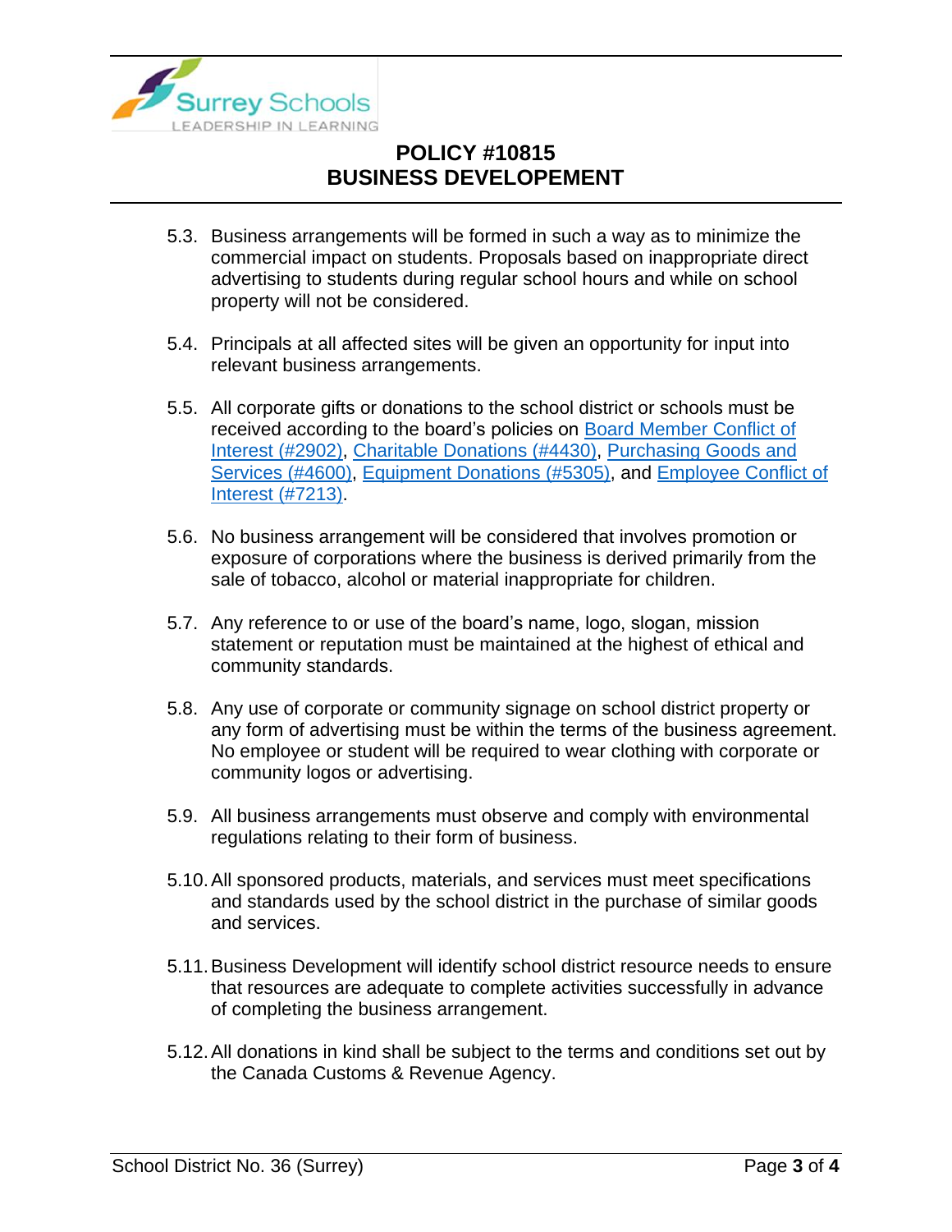5.3. Business arrangements will be formed in such a way as to minimize the commercial impact on students. Proposals based on inappropriate direct advertising to students during regular school hours and while on school property will not be considered.

5.4. Principals at all affected sites will be given an opportunity for input into relevant business arrangements.

5.5. All corporate gifts or donations to the school district or schools must be received according to the board's policies on Board Member Conflict of Interest (#2902), Charitable Donations (#4430), Purchasing Goods and Services (#4600), Equipment Donations (#5305), and Employee Conflict of Interest (#7213).

5.6. No business arrangement will be considered that involves promotion or exposure of corporations where the business is derived primarily from the sale of tobacco, alcohol or material inappropriate for children.

5.7. Any reference to or use of the board's name, logo, slogan, mission statement or reputation must be maintained at the highest of ethical and community standards.

5.8. Any use of corporate or community signage on school district property or any form of advertising must be within the terms of the business agreement. No employee or student will be required to wear clothing with corporate or community logos or advertising.

5.9. All business arrangements must observe and comply with environmental regulations relating to their form of business.

5.10. All sponsored products, materials, and services must meet specifications and standards used by the school district in the purchase of similar goods and services.

5.11. Business Development will identify school district resource needs to ensure that resources are adequate to complete activities successfully in advance of completing the business arrangement.

5.12. All donations in kind shall be subject to the terms and conditions set out by the Canada Customs & Revenue Agency.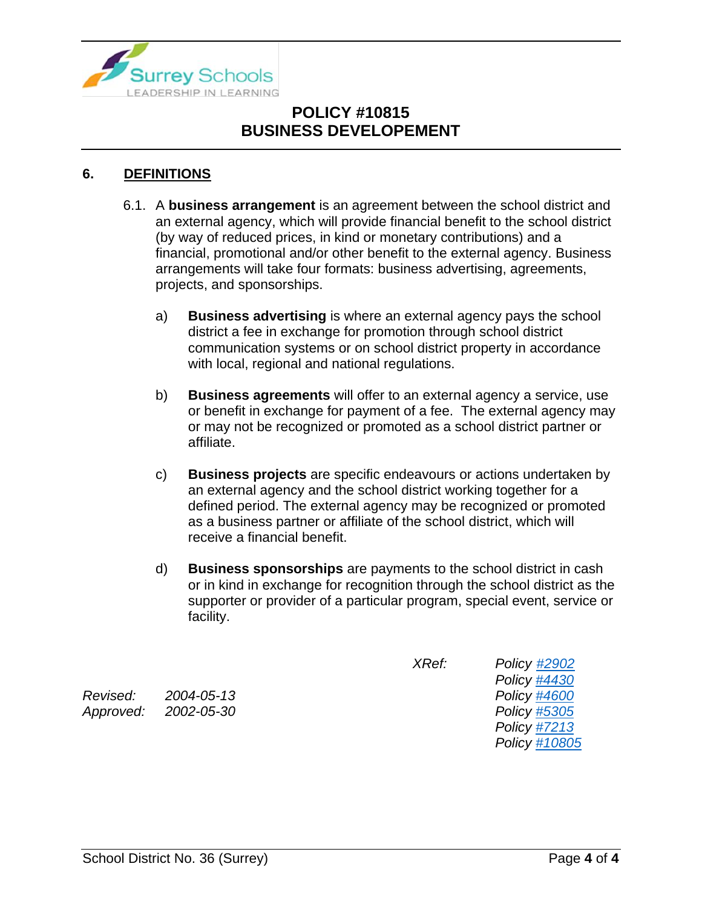## 6. DEFINITIONS

6.1. A **business arrangement** is an agreement between the school district and an external agency, which will provide financial benefit to the school district (by way of reduced prices, in kind or monetary contributions) and a financial, promotional and/or other benefit to the external agency. Business arrangements will take four formats: business advertising, agreements, projects, and sponsorships.

a) **Business advertising** is where an external agency pays the school district a fee in exchange for promotion through school district communication systems or on school district property in accordance with local, regional and national regulations.

b) **Business agreements** will offer to an external agency a service, use or benefit in exchange for payment of a fee. The external agency may or may not be recognized or promoted as a school district partner or affiliate.

c) **Business projects** are specific endeavours or actions undertaken by an external agency and the school district working together for a defined period. The external agency may be recognized or promoted as a business partner or affiliate of the school district, which will receive a financial benefit.

d) **Business sponsorships** are payments to the school district in cash or in kind in exchange for recognition through the school district as the supporter or provider of a particular program, special event, service or facility.

*Revised: 2004-05-13*
*Approved: 2002-05-30*

*XRef:*
*Policy #2902*
*Policy #4430*
*Policy #4600*
*Policy #5305*
*Policy #7213*
*Policy #10805*